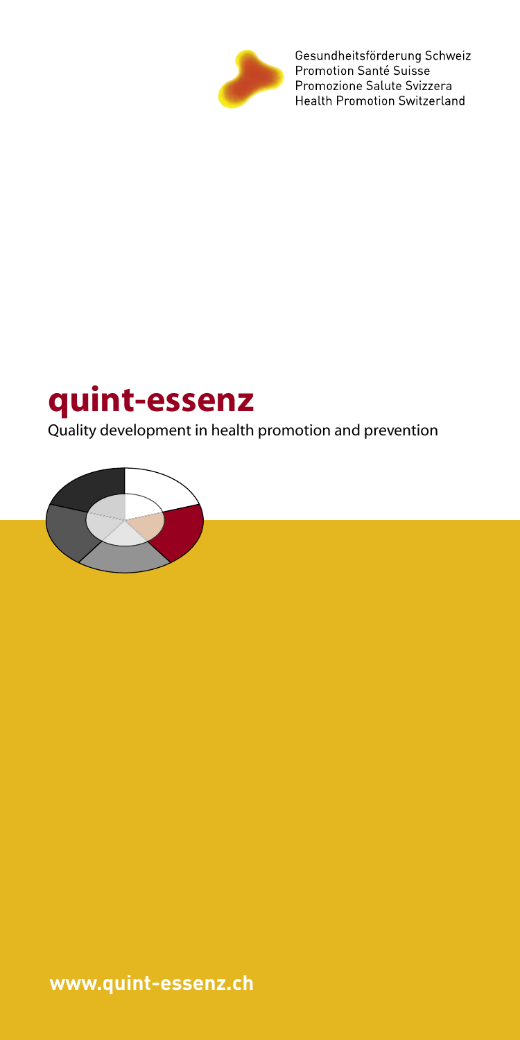Gesundheitsförderung Schweiz
Promotion Santé Suisse
Promozione Salute Svizzera
Health Promotion Switzerland

# quint-essenz

Quality development in health promotion and prevention

www.quint-essenz.ch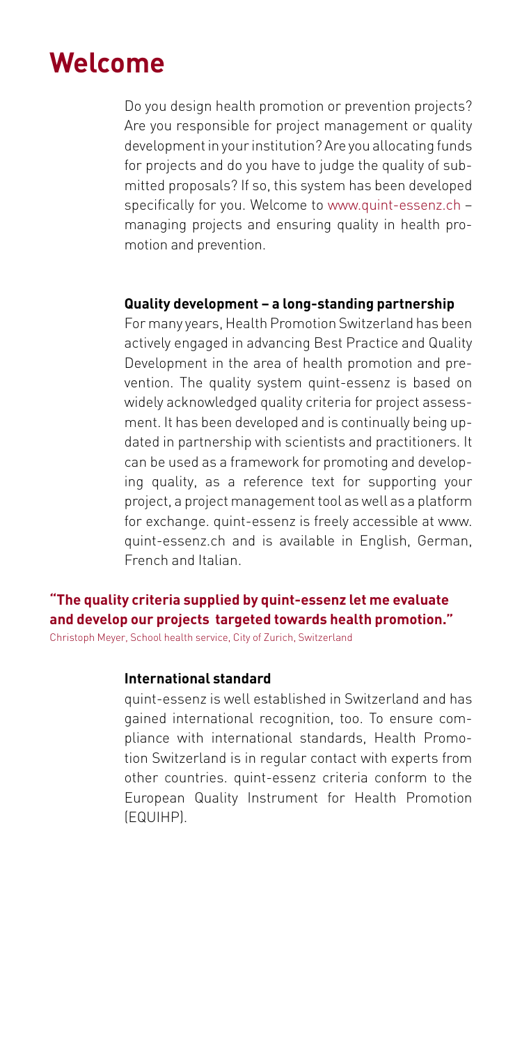# Welcome

Do you design health promotion or prevention projects? Are you responsible for project management or quality development in your institution? Are you allocating funds for projects and do you have to judge the quality of submitted proposals? If so, this system has been developed specifically for you. Welcome to www.quint-essenz.ch – managing projects and ensuring quality in health promotion and prevention.

**Quality development – a long-standing partnership**

For many years, Health Promotion Switzerland has been actively engaged in advancing Best Practice and Quality Development in the area of health promotion and prevention. The quality system quint-essenz is based on widely acknowledged quality criteria for project assessment. It has been developed and is continually being updated in partnership with scientists and practitioners. It can be used as a framework for promoting and developing quality, as a reference text for supporting your project, a project management tool as well as a platform for exchange. quint-essenz is freely accessible at www.quint-essenz.ch and is available in English, German, French and Italian.

**"The quality criteria supplied by quint-essenz let me evaluate and develop our projects targeted towards health promotion."**
Christoph Meyer, School health service, City of Zurich, Switzerland

**International standard**

quint-essenz is well established in Switzerland and has gained international recognition, too. To ensure compliance with international standards, Health Promotion Switzerland is in regular contact with experts from other countries. quint-essenz criteria conform to the European Quality Instrument for Health Promotion (EQUIHP).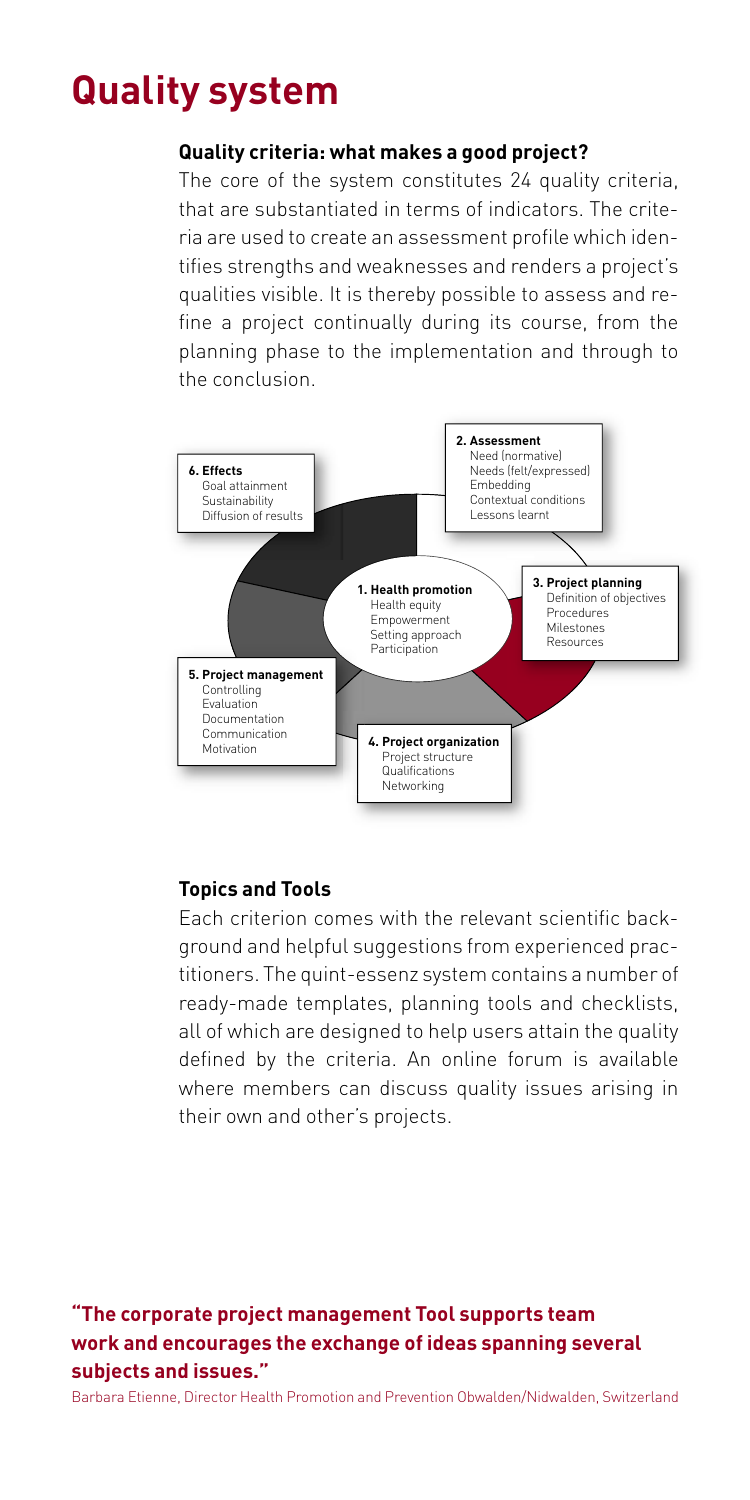# Quality system

### Quality criteria: what makes a good project?

The core of the system constitutes 24 quality criteria, that are substantiated in terms of indicators. The criteria are used to create an assessment profile which identifies strengths and weaknesses and renders a project's qualities visible. It is thereby possible to assess and refine a project continually during its course, from the planning phase to the implementation and through to the conclusion.

**1. Health promotion**
- Health equity
- Empowerment
- Setting approach
- Participation

**2. Assessment**
- Need (normative)
- Needs (felt/expressed)
- Embedding
- Contextual conditions
- Lessons learnt

**3. Project planning**
- Definition of objectives
- Procedures
- Milestones
- Resources

**4. Project organization**
- Project structure
- Qualifications
- Networking

**5. Project management**
- Controlling
- Evaluation
- Documentation
- Communication
- Motivation

**6. Effects**
- Goal attainment
- Sustainability
- Diffusion of results

### Topics and Tools

Each criterion comes with the relevant scientific background and helpful suggestions from experienced practitioners. The quint-essenz system contains a number of ready-made templates, planning tools and checklists, all of which are designed to help users attain the quality defined by the criteria. An online forum is available where members can discuss quality issues arising in their own and other's projects.

**"The corporate project management Tool supports team work and encourages the exchange of ideas spanning several subjects and issues."**

Barbara Etienne, Director Health Promotion and Prevention Obwalden/Nidwalden, Switzerland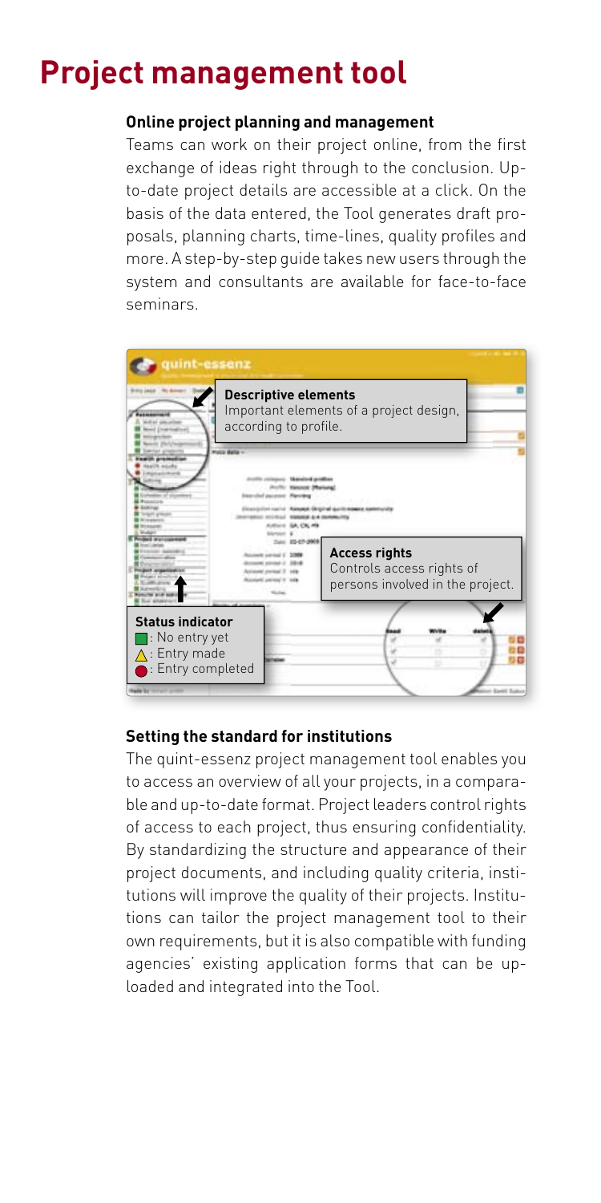# Project management tool

**Online project planning and management**

Teams can work on their project online, from the first exchange of ideas right through to the conclusion. Up-to-date project details are accessible at a click. On the basis of the data entered, the Tool generates draft proposals, planning charts, time-lines, quality profiles and more. A step-by-step guide takes new users through the system and consultants are available for face-to-face seminars.

**Descriptive elements**
Important elements of a project design, according to profile.

**Access rights**
Controls access rights of persons involved in the project.

**Status indicator**
- ■: No entry yet
- △: Entry made
- ●: Entry completed

**Setting the standard for institutions**

The quint-essenz project management tool enables you to access an overview of all your projects, in a comparable and up-to-date format. Project leaders control rights of access to each project, thus ensuring confidentiality. By standardizing the structure and appearance of their project documents, and including quality criteria, institutions will improve the quality of their projects. Institutions can tailor the project management tool to their own requirements, but it is also compatible with funding agencies' existing application forms that can be uploaded and integrated into the Tool.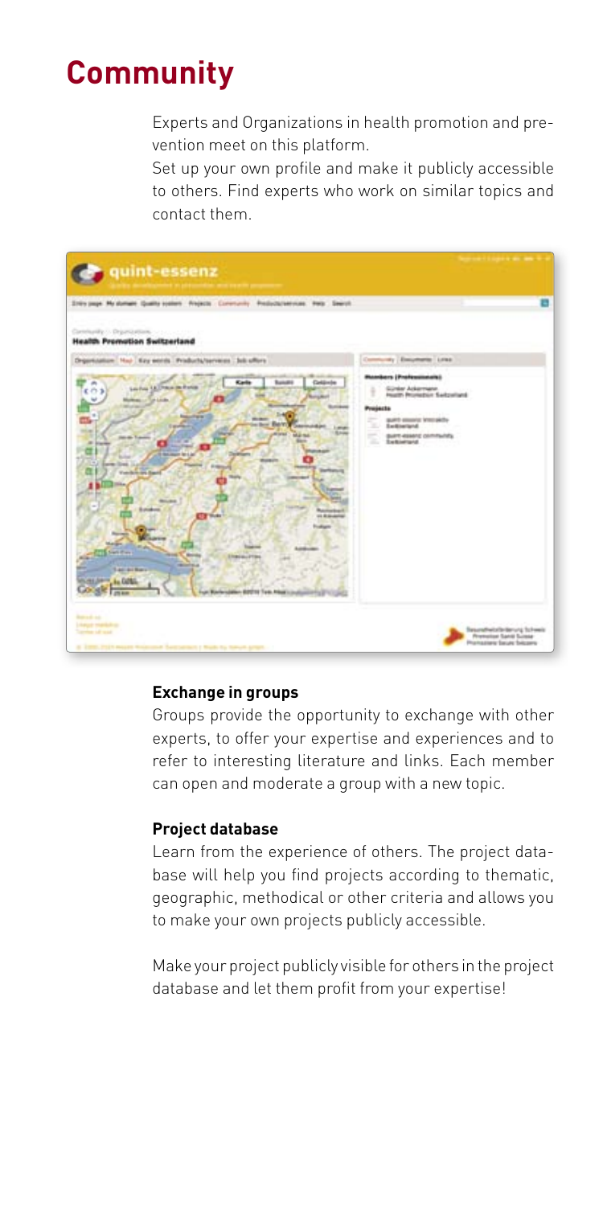# Community

Experts and Organizations in health promotion and prevention meet on this platform.

Set up your own profile and make it publicly accessible to others. Find experts who work on similar topics and contact them.

### Exchange in groups

Groups provide the opportunity to exchange with other experts, to offer your expertise and experiences and to refer to interesting literature and links. Each member can open and moderate a group with a new topic.

### Project database

Learn from the experience of others. The project database will help you find projects according to thematic, geographic, methodical or other criteria and allows you to make your own projects publicly accessible.

Make your project publicly visible for others in the project database and let them profit from your expertise!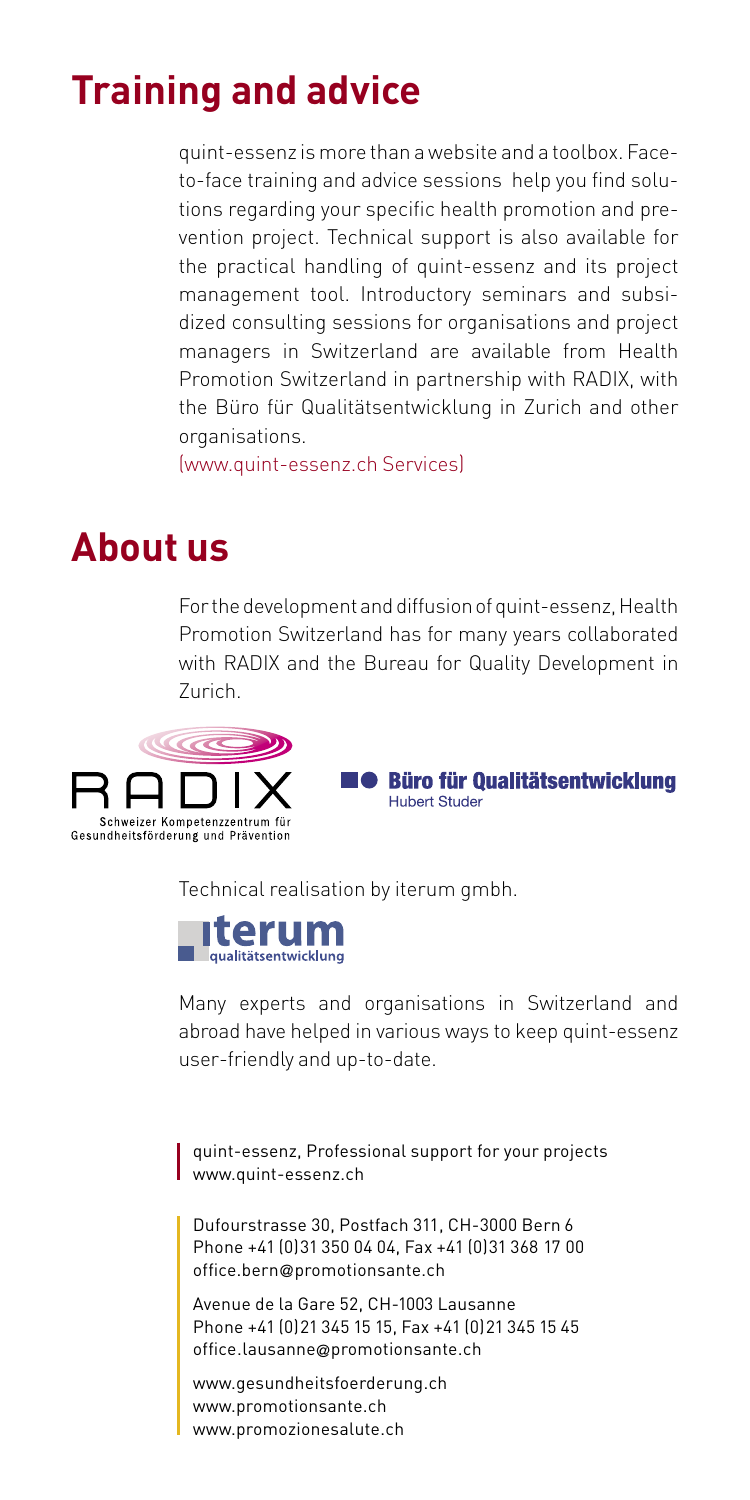## Training and advice

quint-essenz is more than a website and a toolbox. Face-to-face training and advice sessions help you find solutions regarding your specific health promotion and prevention project. Technical support is also available for the practical handling of quint-essenz and its project management tool. Introductory seminars and subsidized consulting sessions for organisations and project managers in Switzerland are available from Health Promotion Switzerland in partnership with RADIX, with the Büro für Qualitätsentwicklung in Zurich and other organisations.

(www.quint-essenz.ch Services)

## About us

For the development and diffusion of quint-essenz, Health Promotion Switzerland has for many years collaborated with RADIX and the Bureau for Quality Development in Zurich.

RADIX
Schweizer Kompetenzzentrum für Gesundheitsförderung und Prävention

Büro für Qualitätsentwicklung
Hubert Studer

Technical realisation by iterum gmbh.

iterum
qualitätsentwicklung

Many experts and organisations in Switzerland and abroad have helped in various ways to keep quint-essenz user-friendly and up-to-date.

quint-essenz, Professional support for your projects
www.quint-essenz.ch

Dufourstrasse 30, Postfach 311, CH-3000 Bern 6
Phone +41 (0)31 350 04 04, Fax +41 (0)31 368 17 00
office.bern@promotionsante.ch

Avenue de la Gare 52, CH-1003 Lausanne
Phone +41 (0)21 345 15 15, Fax +41 (0)21 345 15 45
office.lausanne@promotionsante.ch

www.gesundheitsfoerderung.ch
www.promotionsante.ch
www.promozionesalute.ch